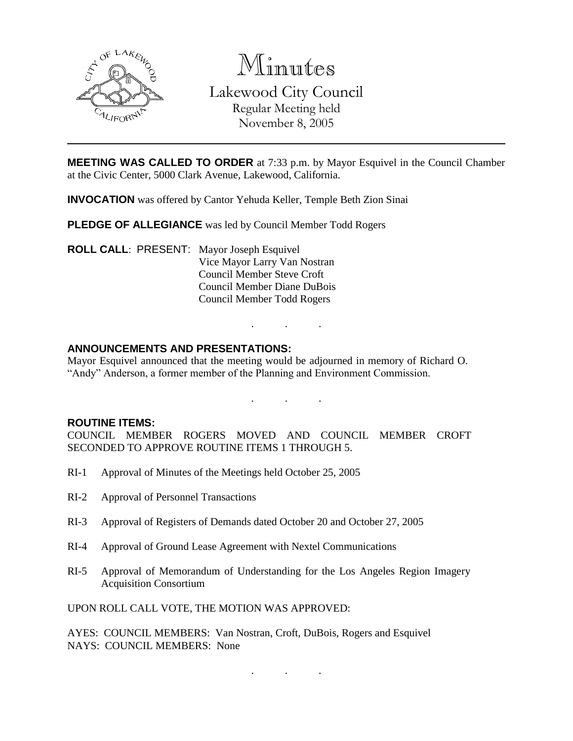# Minutes

## Lakewood City Council

Regular Meeting held
November 8, 2005

---

**MEETING WAS CALLED TO ORDER** at 7:33 p.m. by Mayor Esquivel in the Council Chamber at the Civic Center, 5000 Clark Avenue, Lakewood, California.

**INVOCATION** was offered by Cantor Yehuda Keller, Temple Beth Zion Sinai

**PLEDGE OF ALLEGIANCE** was led by Council Member Todd Rogers

**ROLL CALL**: PRESENT: Mayor Joseph Esquivel
Vice Mayor Larry Van Nostran
Council Member Steve Croft
Council Member Diane DuBois
Council Member Todd Rogers

. . .

**ANNOUNCEMENTS AND PRESENTATIONS:**

Mayor Esquivel announced that the meeting would be adjourned in memory of Richard O. "Andy" Anderson, a former member of the Planning and Environment Commission.

. . .

**ROUTINE ITEMS:**

COUNCIL MEMBER ROGERS MOVED AND COUNCIL MEMBER CROFT SECONDED TO APPROVE ROUTINE ITEMS 1 THROUGH 5.

RI-1 Approval of Minutes of the Meetings held October 25, 2005

RI-2 Approval of Personnel Transactions

RI-3 Approval of Registers of Demands dated October 20 and October 27, 2005

RI-4 Approval of Ground Lease Agreement with Nextel Communications

RI-5 Approval of Memorandum of Understanding for the Los Angeles Region Imagery Acquisition Consortium

UPON ROLL CALL VOTE, THE MOTION WAS APPROVED:

AYES: COUNCIL MEMBERS: Van Nostran, Croft, DuBois, Rogers and Esquivel
NAYS: COUNCIL MEMBERS: None

. . .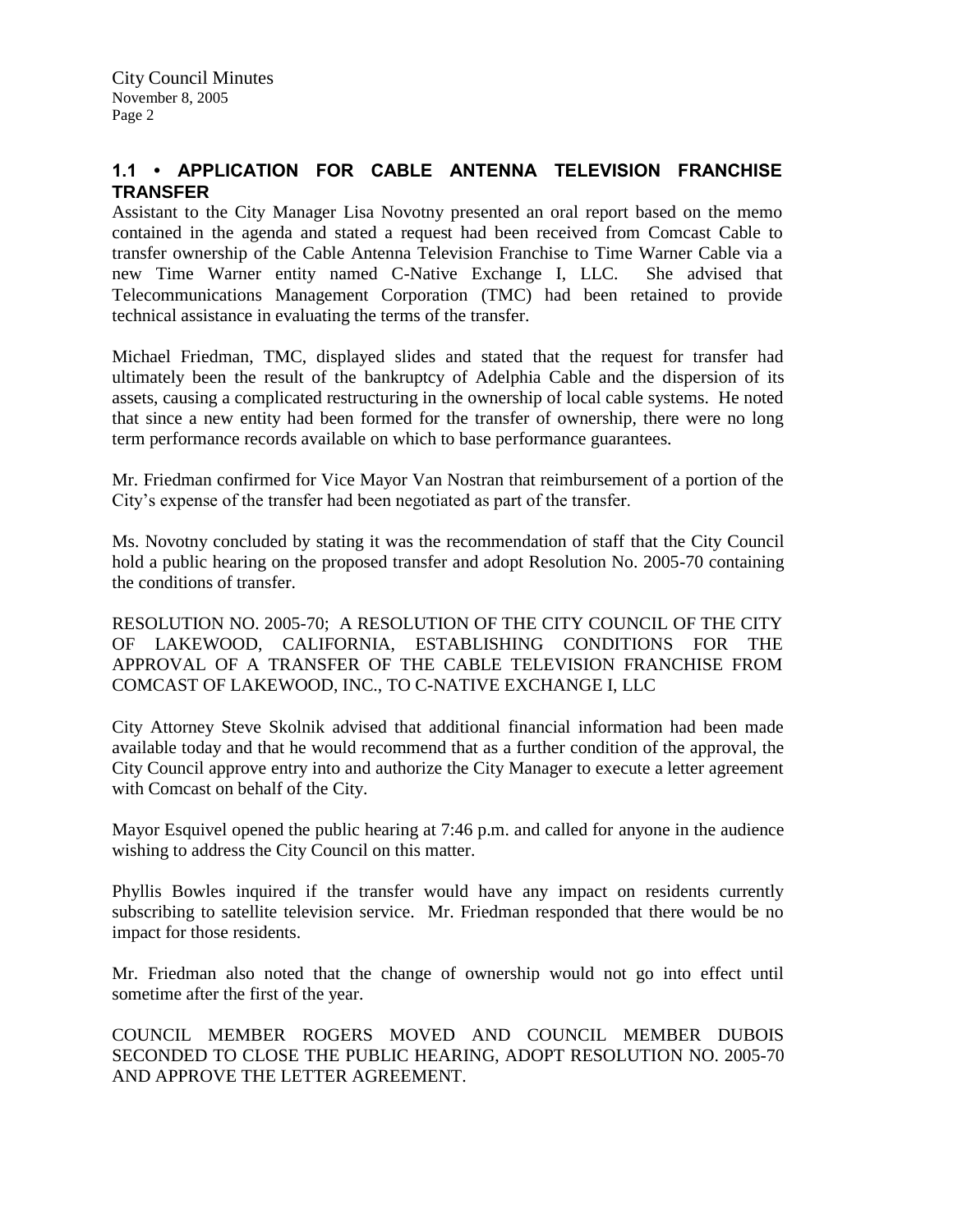## 1.1 • APPLICATION FOR CABLE ANTENNA TELEVISION FRANCHISE TRANSFER

Assistant to the City Manager Lisa Novotny presented an oral report based on the memo contained in the agenda and stated a request had been received from Comcast Cable to transfer ownership of the Cable Antenna Television Franchise to Time Warner Cable via a new Time Warner entity named C-Native Exchange I, LLC. She advised that Telecommunications Management Corporation (TMC) had been retained to provide technical assistance in evaluating the terms of the transfer.

Michael Friedman, TMC, displayed slides and stated that the request for transfer had ultimately been the result of the bankruptcy of Adelphia Cable and the dispersion of its assets, causing a complicated restructuring in the ownership of local cable systems. He noted that since a new entity had been formed for the transfer of ownership, there were no long term performance records available on which to base performance guarantees.

Mr. Friedman confirmed for Vice Mayor Van Nostran that reimbursement of a portion of the City's expense of the transfer had been negotiated as part of the transfer.

Ms. Novotny concluded by stating it was the recommendation of staff that the City Council hold a public hearing on the proposed transfer and adopt Resolution No. 2005-70 containing the conditions of transfer.

RESOLUTION NO. 2005-70; A RESOLUTION OF THE CITY COUNCIL OF THE CITY OF LAKEWOOD, CALIFORNIA, ESTABLISHING CONDITIONS FOR THE APPROVAL OF A TRANSFER OF THE CABLE TELEVISION FRANCHISE FROM COMCAST OF LAKEWOOD, INC., TO C-NATIVE EXCHANGE I, LLC

City Attorney Steve Skolnik advised that additional financial information had been made available today and that he would recommend that as a further condition of the approval, the City Council approve entry into and authorize the City Manager to execute a letter agreement with Comcast on behalf of the City.

Mayor Esquivel opened the public hearing at 7:46 p.m. and called for anyone in the audience wishing to address the City Council on this matter.

Phyllis Bowles inquired if the transfer would have any impact on residents currently subscribing to satellite television service. Mr. Friedman responded that there would be no impact for those residents.

Mr. Friedman also noted that the change of ownership would not go into effect until sometime after the first of the year.

COUNCIL MEMBER ROGERS MOVED AND COUNCIL MEMBER DUBOIS SECONDED TO CLOSE THE PUBLIC HEARING, ADOPT RESOLUTION NO. 2005-70 AND APPROVE THE LETTER AGREEMENT.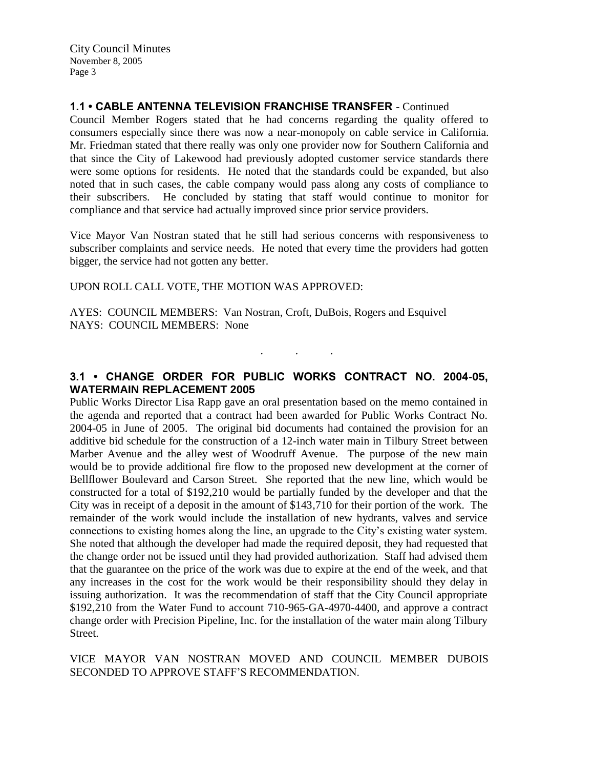### 1.1 • CABLE ANTENNA TELEVISION FRANCHISE TRANSFER - Continued

Council Member Rogers stated that he had concerns regarding the quality offered to consumers especially since there was now a near-monopoly on cable service in California. Mr. Friedman stated that there really was only one provider now for Southern California and that since the City of Lakewood had previously adopted customer service standards there were some options for residents. He noted that the standards could be expanded, but also noted that in such cases, the cable company would pass along any costs of compliance to their subscribers. He concluded by stating that staff would continue to monitor for compliance and that service had actually improved since prior service providers.

Vice Mayor Van Nostran stated that he still had serious concerns with responsiveness to subscriber complaints and service needs. He noted that every time the providers had gotten bigger, the service had not gotten any better.

UPON ROLL CALL VOTE, THE MOTION WAS APPROVED:

AYES: COUNCIL MEMBERS: Van Nostran, Croft, DuBois, Rogers and Esquivel
NAYS: COUNCIL MEMBERS: None

. . .

### 3.1 • CHANGE ORDER FOR PUBLIC WORKS CONTRACT NO. 2004-05, WATERMAIN REPLACEMENT 2005

Public Works Director Lisa Rapp gave an oral presentation based on the memo contained in the agenda and reported that a contract had been awarded for Public Works Contract No. 2004-05 in June of 2005. The original bid documents had contained the provision for an additive bid schedule for the construction of a 12-inch water main in Tilbury Street between Marber Avenue and the alley west of Woodruff Avenue. The purpose of the new main would be to provide additional fire flow to the proposed new development at the corner of Bellflower Boulevard and Carson Street. She reported that the new line, which would be constructed for a total of $192,210 would be partially funded by the developer and that the City was in receipt of a deposit in the amount of $143,710 for their portion of the work. The remainder of the work would include the installation of new hydrants, valves and service connections to existing homes along the line, an upgrade to the City's existing water system. She noted that although the developer had made the required deposit, they had requested that the change order not be issued until they had provided authorization. Staff had advised them that the guarantee on the price of the work was due to expire at the end of the week, and that any increases in the cost for the work would be their responsibility should they delay in issuing authorization. It was the recommendation of staff that the City Council appropriate $192,210 from the Water Fund to account 710-965-GA-4970-4400, and approve a contract change order with Precision Pipeline, Inc. for the installation of the water main along Tilbury Street.

VICE MAYOR VAN NOSTRAN MOVED AND COUNCIL MEMBER DUBOIS SECONDED TO APPROVE STAFF'S RECOMMENDATION.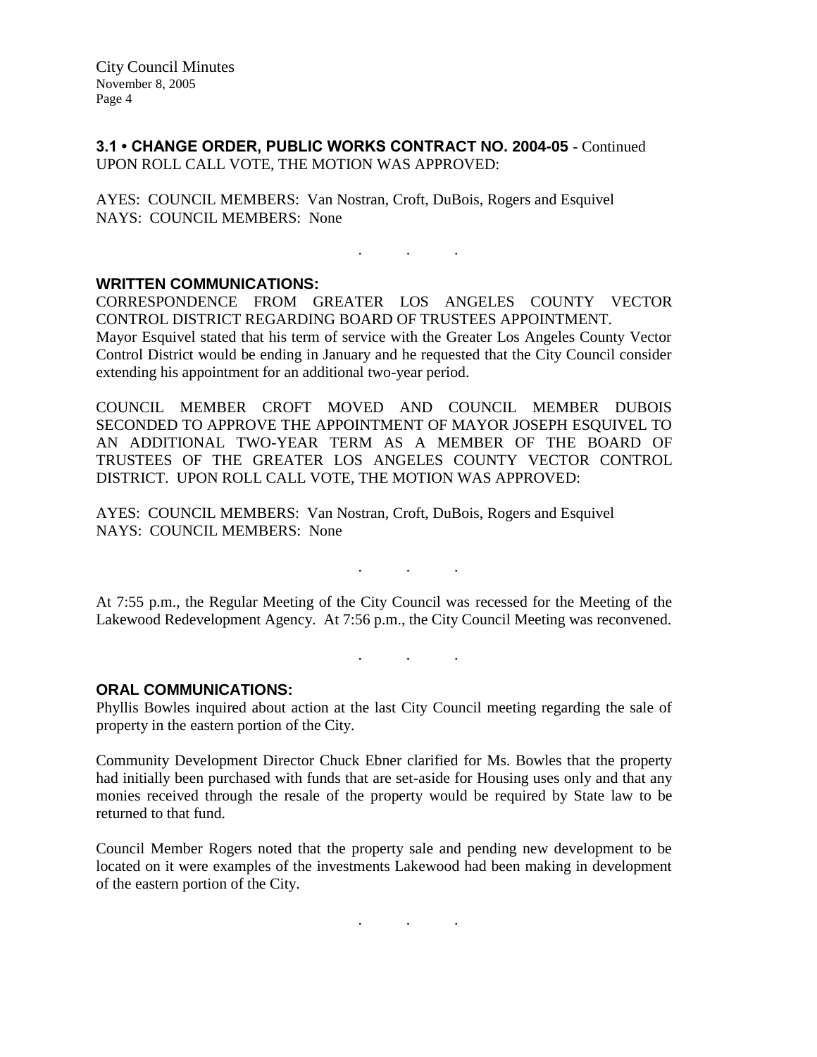**3.1 • CHANGE ORDER, PUBLIC WORKS CONTRACT NO. 2004-05** - Continued
UPON ROLL CALL VOTE, THE MOTION WAS APPROVED:

AYES: COUNCIL MEMBERS: Van Nostran, Croft, DuBois, Rogers and Esquivel
NAYS: COUNCIL MEMBERS: None

. . .

## WRITTEN COMMUNICATIONS:

CORRESPONDENCE FROM GREATER LOS ANGELES COUNTY VECTOR CONTROL DISTRICT REGARDING BOARD OF TRUSTEES APPOINTMENT.
Mayor Esquivel stated that his term of service with the Greater Los Angeles County Vector Control District would be ending in January and he requested that the City Council consider extending his appointment for an additional two-year period.

COUNCIL MEMBER CROFT MOVED AND COUNCIL MEMBER DUBOIS SECONDED TO APPROVE THE APPOINTMENT OF MAYOR JOSEPH ESQUIVEL TO AN ADDITIONAL TWO-YEAR TERM AS A MEMBER OF THE BOARD OF TRUSTEES OF THE GREATER LOS ANGELES COUNTY VECTOR CONTROL DISTRICT. UPON ROLL CALL VOTE, THE MOTION WAS APPROVED:

AYES: COUNCIL MEMBERS: Van Nostran, Croft, DuBois, Rogers and Esquivel
NAYS: COUNCIL MEMBERS: None

. . .

At 7:55 p.m., the Regular Meeting of the City Council was recessed for the Meeting of the Lakewood Redevelopment Agency. At 7:56 p.m., the City Council Meeting was reconvened.

. . .

## ORAL COMMUNICATIONS:

Phyllis Bowles inquired about action at the last City Council meeting regarding the sale of property in the eastern portion of the City.

Community Development Director Chuck Ebner clarified for Ms. Bowles that the property had initially been purchased with funds that are set-aside for Housing uses only and that any monies received through the resale of the property would be required by State law to be returned to that fund.

Council Member Rogers noted that the property sale and pending new development to be located on it were examples of the investments Lakewood had been making in development of the eastern portion of the City.

. . .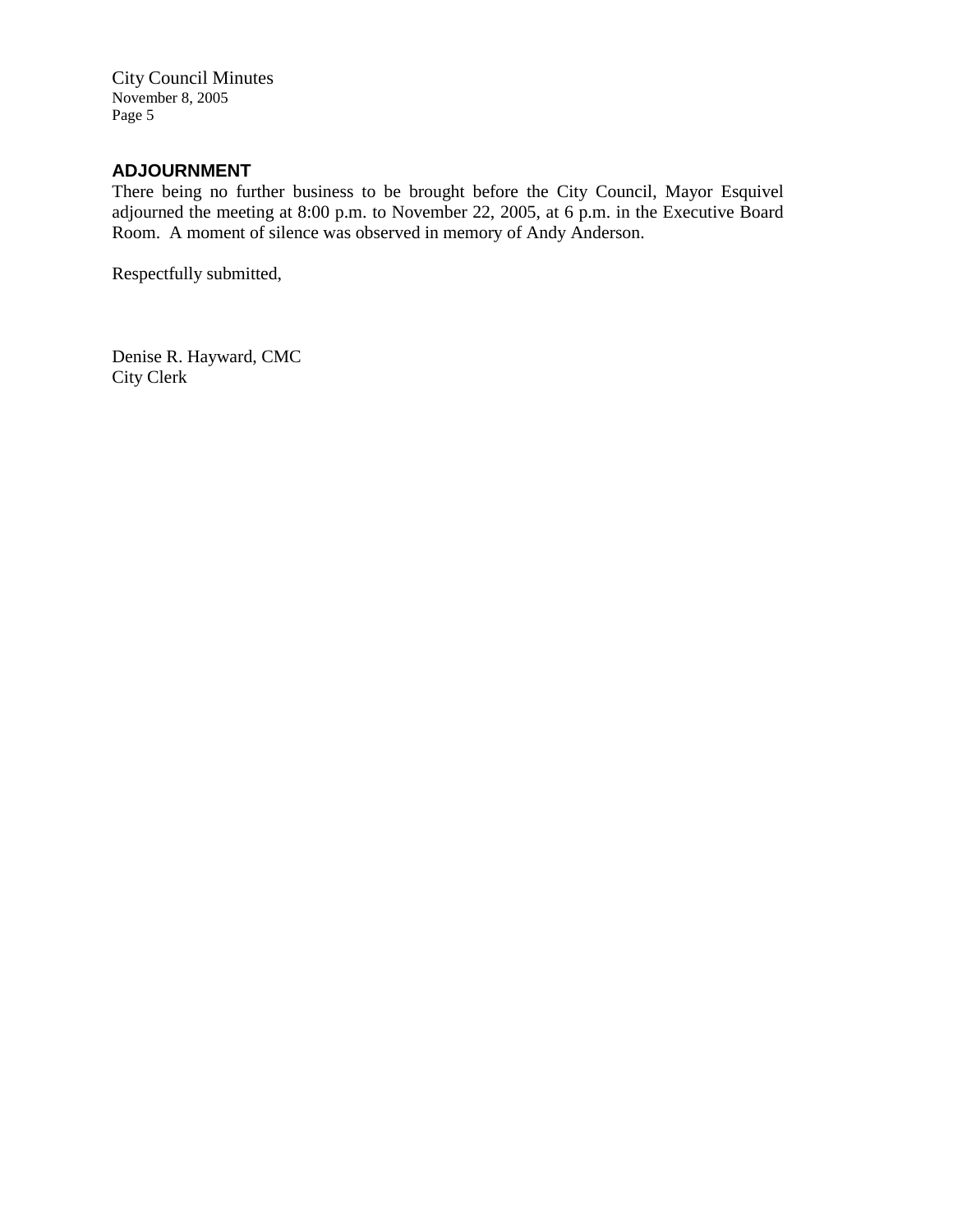## ADJOURNMENT

There being no further business to be brought before the City Council, Mayor Esquivel adjourned the meeting at 8:00 p.m. to November 22, 2005, at 6 p.m. in the Executive Board Room. A moment of silence was observed in memory of Andy Anderson.

Respectfully submitted,

Denise R. Hayward, CMC
City Clerk